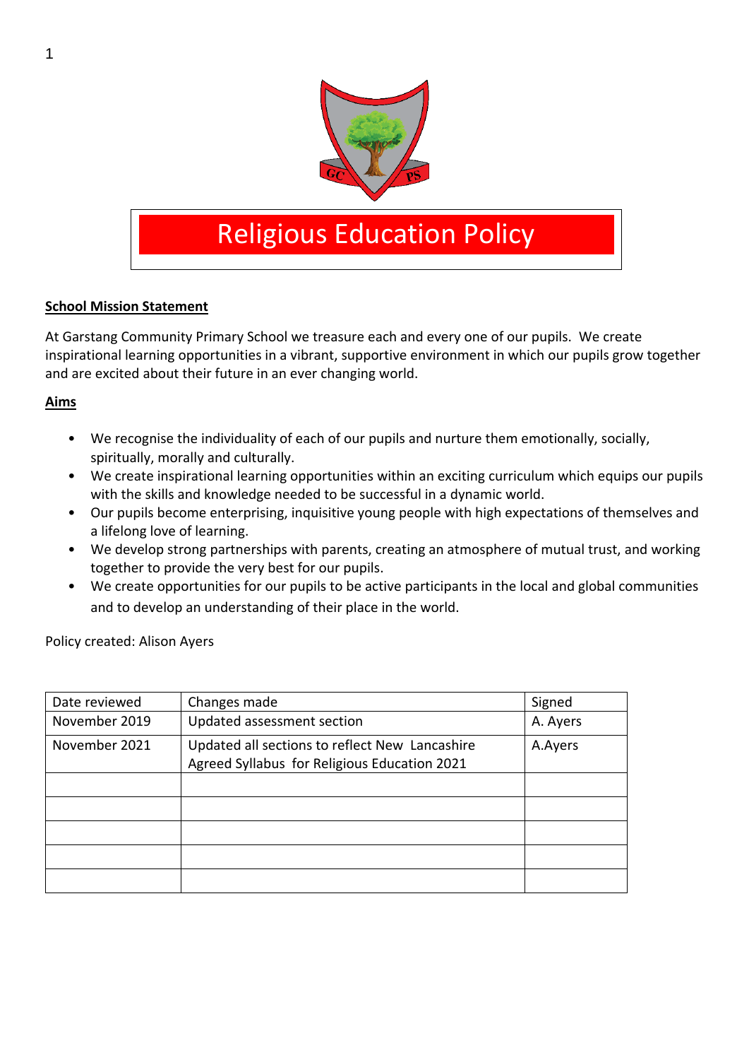# Religious Education Policy

**School Mission Statement**

At Garstang Community Primary School we treasure each and every one of our pupils. We create inspirational learning opportunities in a vibrant, supportive environment in which our pupils grow together and are excited about their future in an ever changing world.

**Aims**

- We recognise the individuality of each of our pupils and nurture them emotionally, socially, spiritually, morally and culturally.
- We create inspirational learning opportunities within an exciting curriculum which equips our pupils with the skills and knowledge needed to be successful in a dynamic world.
- Our pupils become enterprising, inquisitive young people with high expectations of themselves and a lifelong love of learning.
- We develop strong partnerships with parents, creating an atmosphere of mutual trust, and working together to provide the very best for our pupils.
- We create opportunities for our pupils to be active participants in the local and global communities and to develop an understanding of their place in the world.

Policy created: Alison Ayers

| Date reviewed | Changes made | Signed |
|---|---|---|
| November 2019 | Updated assessment section | A. Ayers |
| November 2021 | Updated all sections to reflect New Lancashire Agreed Syllabus for Religious Education 2021 | A.Ayers |
| | | |
| | | |
| | | |
| | | |
| | | |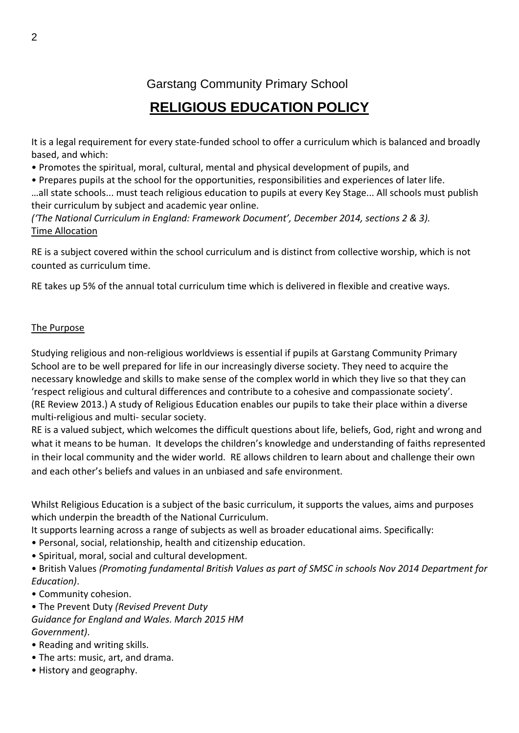Garstang Community Primary School

# RELIGIOUS EDUCATION POLICY

It is a legal requirement for every state-funded school to offer a curriculum which is balanced and broadly based, and which:

- Promotes the spiritual, moral, cultural, mental and physical development of pupils, and
- Prepares pupils at the school for the opportunities, responsibilities and experiences of later life.

…all state schools... must teach religious education to pupils at every Key Stage... All schools must publish their curriculum by subject and academic year online.

*('The National Curriculum in England: Framework Document', December 2014, sections 2 & 3).*

<u>Time Allocation</u>

RE is a subject covered within the school curriculum and is distinct from collective worship, which is not counted as curriculum time.

RE takes up 5% of the annual total curriculum time which is delivered in flexible and creative ways.

<u>The Purpose</u>

Studying religious and non-religious worldviews is essential if pupils at Garstang Community Primary School are to be well prepared for life in our increasingly diverse society. They need to acquire the necessary knowledge and skills to make sense of the complex world in which they live so that they can 'respect religious and cultural differences and contribute to a cohesive and compassionate society'. (RE Review 2013.) A study of Religious Education enables our pupils to take their place within a diverse multi-religious and multi- secular society.

RE is a valued subject, which welcomes the difficult questions about life, beliefs, God, right and wrong and what it means to be human. It develops the children's knowledge and understanding of faiths represented in their local community and the wider world. RE allows children to learn about and challenge their own and each other's beliefs and values in an unbiased and safe environment.

Whilst Religious Education is a subject of the basic curriculum, it supports the values, aims and purposes which underpin the breadth of the National Curriculum.

It supports learning across a range of subjects as well as broader educational aims. Specifically:

- Personal, social, relationship, health and citizenship education.
- Spiritual, moral, social and cultural development.
- British Values *(Promoting fundamental British Values as part of SMSC in schools Nov 2014 Department for Education)*.
- Community cohesion.
- The Prevent Duty *(Revised Prevent Duty Guidance for England and Wales. March 2015 HM Government)*.
- Reading and writing skills.
- The arts: music, art, and drama.
- History and geography.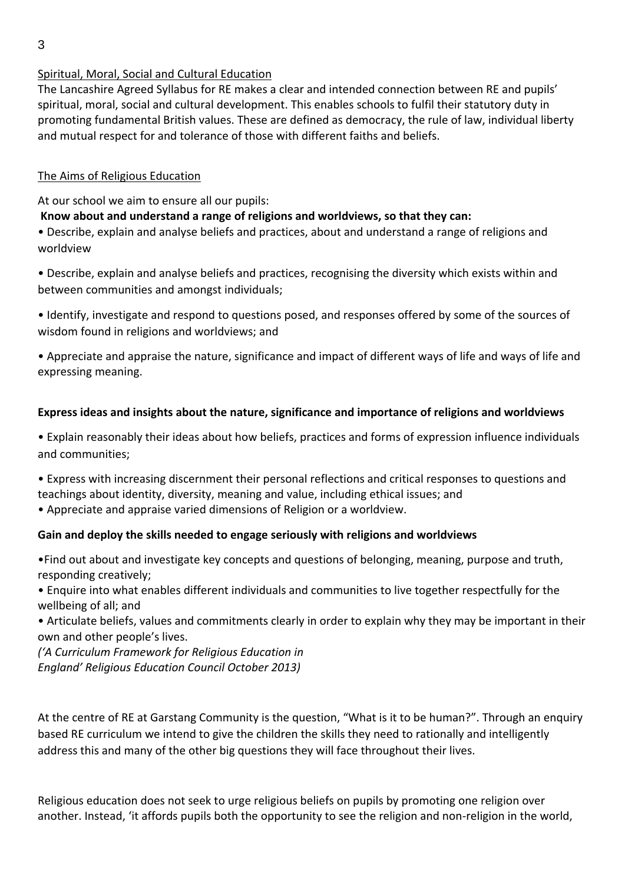## Spiritual, Moral, Social and Cultural Education

The Lancashire Agreed Syllabus for RE makes a clear and intended connection between RE and pupils' spiritual, moral, social and cultural development. This enables schools to fulfil their statutory duty in promoting fundamental British values. These are defined as democracy, the rule of law, individual liberty and mutual respect for and tolerance of those with different faiths and beliefs.

## The Aims of Religious Education

At our school we aim to ensure all our pupils:

**Know about and understand a range of religions and worldviews, so that they can:**

- Describe, explain and analyse beliefs and practices, about and understand a range of religions and worldview
- Describe, explain and analyse beliefs and practices, recognising the diversity which exists within and between communities and amongst individuals;
- Identify, investigate and respond to questions posed, and responses offered by some of the sources of wisdom found in religions and worldviews; and
- Appreciate and appraise the nature, significance and impact of different ways of life and ways of life and expressing meaning.

**Express ideas and insights about the nature, significance and importance of religions and worldviews**

- Explain reasonably their ideas about how beliefs, practices and forms of expression influence individuals and communities;
- Express with increasing discernment their personal reflections and critical responses to questions and teachings about identity, diversity, meaning and value, including ethical issues; and
- Appreciate and appraise varied dimensions of Religion or a worldview.

**Gain and deploy the skills needed to engage seriously with religions and worldviews**

- Find out about and investigate key concepts and questions of belonging, meaning, purpose and truth, responding creatively;
- Enquire into what enables different individuals and communities to live together respectfully for the wellbeing of all; and
- Articulate beliefs, values and commitments clearly in order to explain why they may be important in their own and other people's lives.

*('A Curriculum Framework for Religious Education in England' Religious Education Council October 2013)*

At the centre of RE at Garstang Community is the question, "What is it to be human?". Through an enquiry based RE curriculum we intend to give the children the skills they need to rationally and intelligently address this and many of the other big questions they will face throughout their lives.

Religious education does not seek to urge religious beliefs on pupils by promoting one religion over another. Instead, 'it affords pupils both the opportunity to see the religion and non-religion in the world,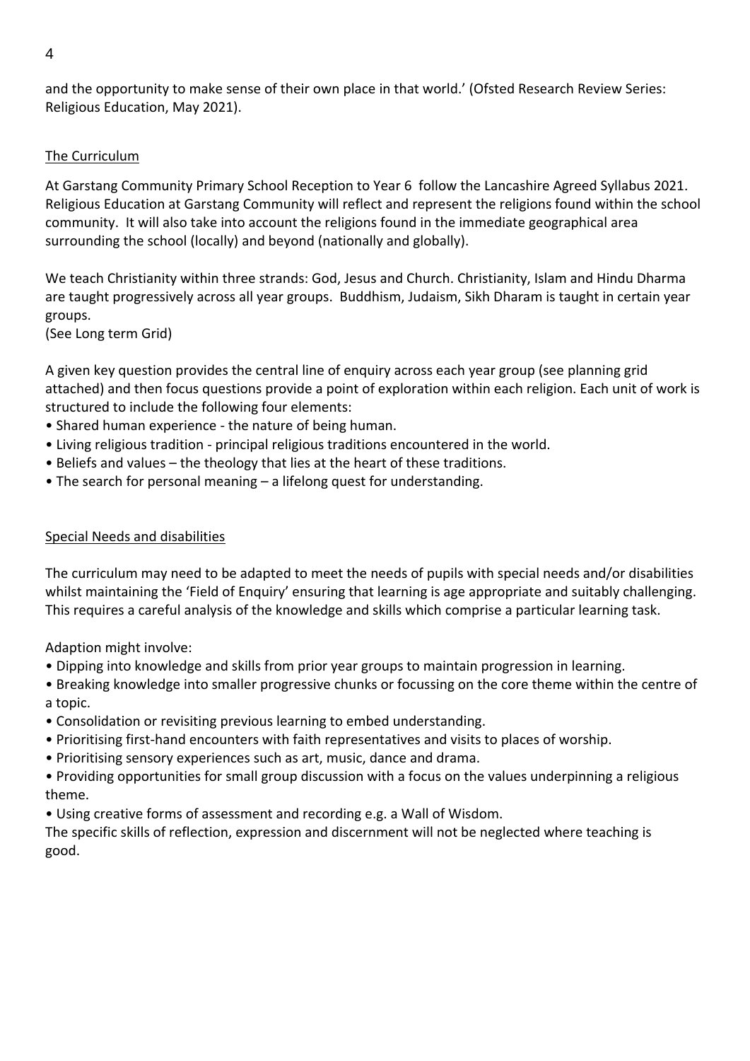and the opportunity to make sense of their own place in that world.' (Ofsted Research Review Series: Religious Education, May 2021).

## The Curriculum

At Garstang Community Primary School Reception to Year 6 follow the Lancashire Agreed Syllabus 2021. Religious Education at Garstang Community will reflect and represent the religions found within the school community. It will also take into account the religions found in the immediate geographical area surrounding the school (locally) and beyond (nationally and globally).

We teach Christianity within three strands: God, Jesus and Church. Christianity, Islam and Hindu Dharma are taught progressively across all year groups. Buddhism, Judaism, Sikh Dharam is taught in certain year groups.
(See Long term Grid)

A given key question provides the central line of enquiry across each year group (see planning grid attached) and then focus questions provide a point of exploration within each religion. Each unit of work is structured to include the following four elements:

- Shared human experience - the nature of being human.
- Living religious tradition - principal religious traditions encountered in the world.
- Beliefs and values – the theology that lies at the heart of these traditions.
- The search for personal meaning – a lifelong quest for understanding.

## Special Needs and disabilities

The curriculum may need to be adapted to meet the needs of pupils with special needs and/or disabilities whilst maintaining the 'Field of Enquiry' ensuring that learning is age appropriate and suitably challenging. This requires a careful analysis of the knowledge and skills which comprise a particular learning task.

Adaption might involve:

- Dipping into knowledge and skills from prior year groups to maintain progression in learning.
- Breaking knowledge into smaller progressive chunks or focussing on the core theme within the centre of a topic.
- Consolidation or revisiting previous learning to embed understanding.
- Prioritising first-hand encounters with faith representatives and visits to places of worship.
- Prioritising sensory experiences such as art, music, dance and drama.
- Providing opportunities for small group discussion with a focus on the values underpinning a religious theme.
- Using creative forms of assessment and recording e.g. a Wall of Wisdom.

The specific skills of reflection, expression and discernment will not be neglected where teaching is good.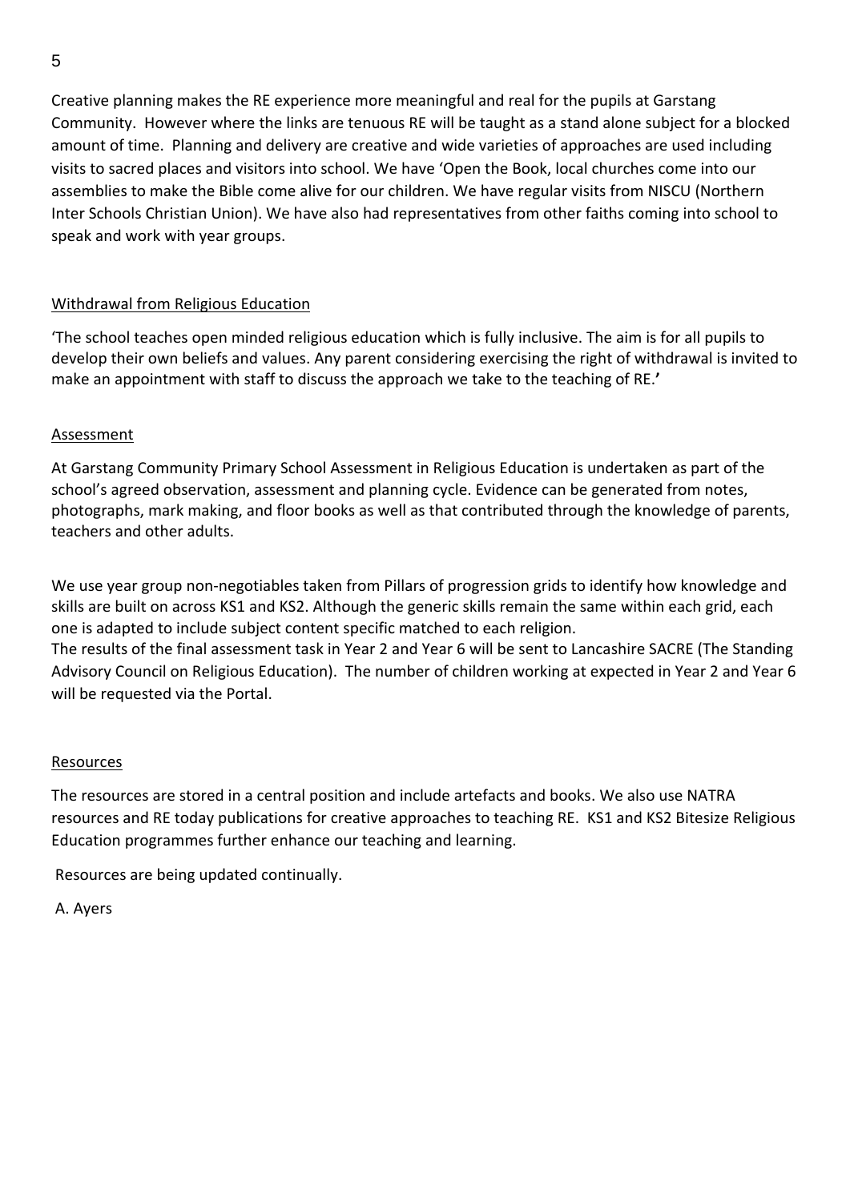Creative planning makes the RE experience more meaningful and real for the pupils at Garstang Community. However where the links are tenuous RE will be taught as a stand alone subject for a blocked amount of time. Planning and delivery are creative and wide varieties of approaches are used including visits to sacred places and visitors into school. We have 'Open the Book, local churches come into our assemblies to make the Bible come alive for our children. We have regular visits from NISCU (Northern Inter Schools Christian Union). We have also had representatives from other faiths coming into school to speak and work with year groups.

## Withdrawal from Religious Education

'The school teaches open minded religious education which is fully inclusive. The aim is for all pupils to develop their own beliefs and values. Any parent considering exercising the right of withdrawal is invited to make an appointment with staff to discuss the approach we take to the teaching of RE.**'**

## Assessment

At Garstang Community Primary School Assessment in Religious Education is undertaken as part of the school's agreed observation, assessment and planning cycle. Evidence can be generated from notes, photographs, mark making, and floor books as well as that contributed through the knowledge of parents, teachers and other adults.

We use year group non-negotiables taken from Pillars of progression grids to identify how knowledge and skills are built on across KS1 and KS2. Although the generic skills remain the same within each grid, each one is adapted to include subject content specific matched to each religion.
The results of the final assessment task in Year 2 and Year 6 will be sent to Lancashire SACRE (The Standing Advisory Council on Religious Education). The number of children working at expected in Year 2 and Year 6 will be requested via the Portal.

## Resources

The resources are stored in a central position and include artefacts and books. We also use NATRA resources and RE today publications for creative approaches to teaching RE. KS1 and KS2 Bitesize Religious Education programmes further enhance our teaching and learning.

Resources are being updated continually.

A. Ayers